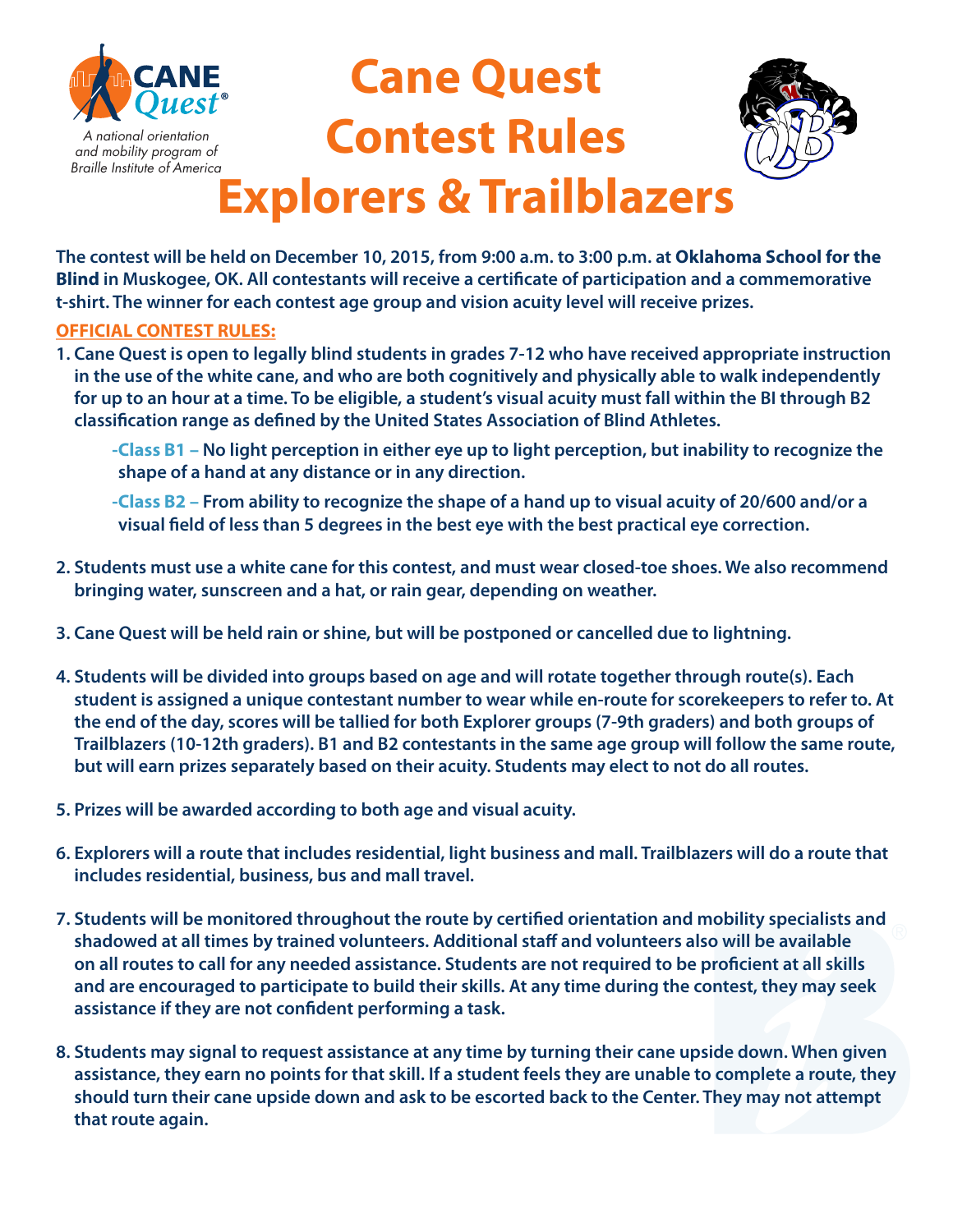CANE Quest®

*A national orientation and mobility program of Braille Institute of America*

# Cane Quest Contest Rules Explorers & Trailblazers

**The contest will be held on December 10, 2015, from 9:00 a.m. to 3:00 p.m. at Oklahoma School for the Blind in Muskogee, OK. All contestants will receive a certificate of participation and a commemorative t-shirt. The winner for each contest age group and vision acuity level will receive prizes.**

**OFFICIAL CONTEST RULES:**

1. **Cane Quest is open to legally blind students in grades 7-12 who have received appropriate instruction in the use of the white cane, and who are both cognitively and physically able to walk independently for up to an hour at a time. To be eligible, a student's visual acuity must fall within the BI through B2 classification range as defined by the United States Association of Blind Athletes.**

   **-Class B1 – No light perception in either eye up to light perception, but inability to recognize the shape of a hand at any distance or in any direction.**

   **-Class B2 – From ability to recognize the shape of a hand up to visual acuity of 20/600 and/or a visual field of less than 5 degrees in the best eye with the best practical eye correction.**

2. **Students must use a white cane for this contest, and must wear closed-toe shoes. We also recommend bringing water, sunscreen and a hat, or rain gear, depending on weather.**

3. **Cane Quest will be held rain or shine, but will be postponed or cancelled due to lightning.**

4. **Students will be divided into groups based on age and will rotate together through route(s). Each student is assigned a unique contestant number to wear while en-route for scorekeepers to refer to. At the end of the day, scores will be tallied for both Explorer groups (7-9th graders) and both groups of Trailblazers (10-12th graders). B1 and B2 contestants in the same age group will follow the same route, but will earn prizes separately based on their acuity. Students may elect to not do all routes.**

5. **Prizes will be awarded according to both age and visual acuity.**

6. **Explorers will a route that includes residential, light business and mall. Trailblazers will do a route that includes residential, business, bus and mall travel.**

7. **Students will be monitored throughout the route by certified orientation and mobility specialists and shadowed at all times by trained volunteers. Additional staff and volunteers also will be available on all routes to call for any needed assistance. Students are not required to be proficient at all skills and are encouraged to participate to build their skills. At any time during the contest, they may seek assistance if they are not confident performing a task.**

8. **Students may signal to request assistance at any time by turning their cane upside down. When given assistance, they earn no points for that skill. If a student feels they are unable to complete a route, they should turn their cane upside down and ask to be escorted back to the Center. They may not attempt that route again.**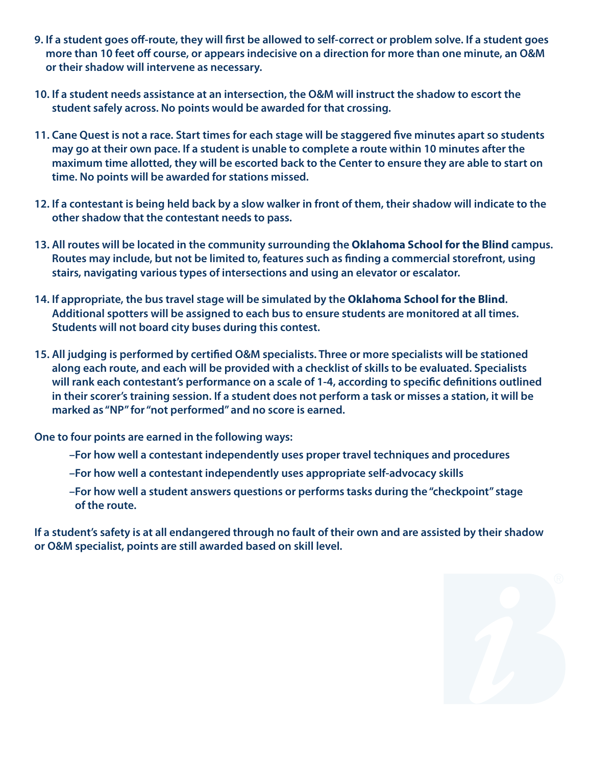9. If a student goes off-route, they will first be allowed to self-correct or problem solve. If a student goes more than 10 feet off course, or appears indecisive on a direction for more than one minute, an O&M or their shadow will intervene as necessary.

10. If a student needs assistance at an intersection, the O&M will instruct the shadow to escort the student safely across. No points would be awarded for that crossing.

11. Cane Quest is not a race. Start times for each stage will be staggered five minutes apart so students may go at their own pace. If a student is unable to complete a route within 10 minutes after the maximum time allotted, they will be escorted back to the Center to ensure they are able to start on time. No points will be awarded for stations missed.

12. If a contestant is being held back by a slow walker in front of them, their shadow will indicate to the other shadow that the contestant needs to pass.

13. All routes will be located in the community surrounding the **Oklahoma School for the Blind** campus. Routes may include, but not be limited to, features such as finding a commercial storefront, using stairs, navigating various types of intersections and using an elevator or escalator.

14. If appropriate, the bus travel stage will be simulated by the **Oklahoma School for the Blind**. Additional spotters will be assigned to each bus to ensure students are monitored at all times. Students will not board city buses during this contest.

15. All judging is performed by certified O&M specialists. Three or more specialists will be stationed along each route, and each will be provided with a checklist of skills to be evaluated. Specialists will rank each contestant's performance on a scale of 1-4, according to specific definitions outlined in their scorer's training session. If a student does not perform a task or misses a station, it will be marked as "NP" for "not performed" and no score is earned.

One to four points are earned in the following ways:

- –For how well a contestant independently uses proper travel techniques and procedures
- –For how well a contestant independently uses appropriate self-advocacy skills
- –For how well a student answers questions or performs tasks during the "checkpoint" stage of the route.

If a student's safety is at all endangered through no fault of their own and are assisted by their shadow or O&M specialist, points are still awarded based on skill level.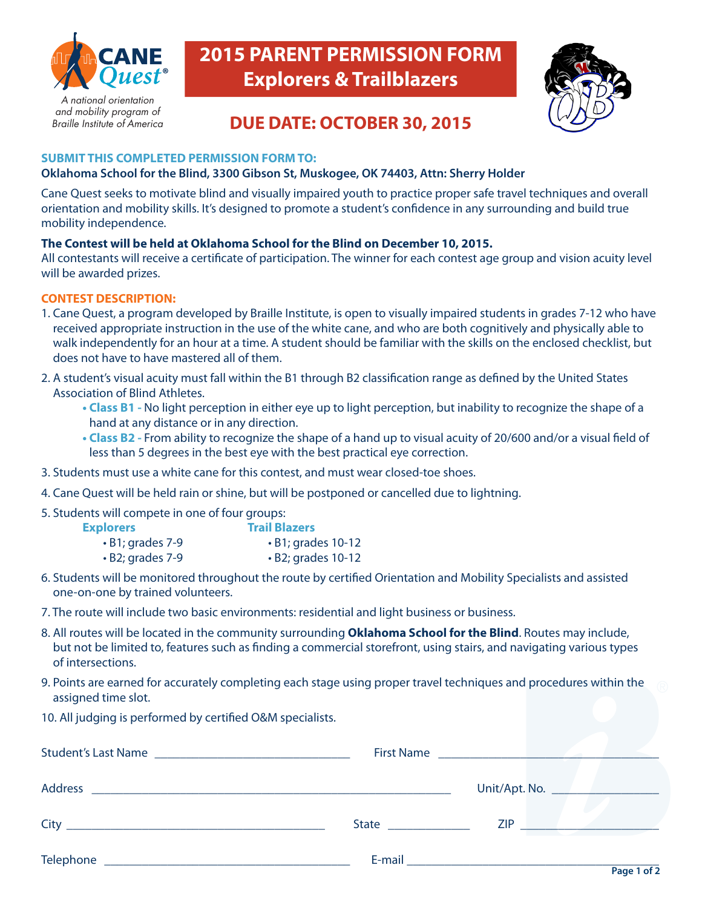CANE Quest®

*A national orientation and mobility program of Braille Institute of America*

# 2015 PARENT PERMISSION FORM
## Explorers & Trailblazers

## DUE DATE: OCTOBER 30, 2015

**SUBMIT THIS COMPLETED PERMISSION FORM TO:**
**Oklahoma School for the Blind, 3300 Gibson St, Muskogee, OK 74403, Attn: Sherry Holder**

Cane Quest seeks to motivate blind and visually impaired youth to practice proper safe travel techniques and overall orientation and mobility skills. It's designed to promote a student's confidence in any surrounding and build true mobility independence.

**The Contest will be held at Oklahoma School for the Blind on December 10, 2015.**
All contestants will receive a certificate of participation. The winner for each contest age group and vision acuity level will be awarded prizes.

**CONTEST DESCRIPTION:**

1. Cane Quest, a program developed by Braille Institute, is open to visually impaired students in grades 7-12 who have received appropriate instruction in the use of the white cane, and who are both cognitively and physically able to walk independently for an hour at a time. A student should be familiar with the skills on the enclosed checklist, but does not have to have mastered all of them.
2. A student's visual acuity must fall within the B1 through B2 classification range as defined by the United States Association of Blind Athletes.
   - **Class B1 -** No light perception in either eye up to light perception, but inability to recognize the shape of a hand at any distance or in any direction.
   - **Class B2 -** From ability to recognize the shape of a hand up to visual acuity of 20/600 and/or a visual field of less than 5 degrees in the best eye with the best practical eye correction.
3. Students must use a white cane for this contest, and must wear closed-toe shoes.
4. Cane Quest will be held rain or shine, but will be postponed or cancelled due to lightning.
5. Students will compete in one of four groups:

   **Explorers**
   - B1; grades 7-9
   - B2; grades 7-9

   **Trail Blazers**
   - B1; grades 10-12
   - B2; grades 10-12
6. Students will be monitored throughout the route by certified Orientation and Mobility Specialists and assisted one-on-one by trained volunteers.
7. The route will include two basic environments: residential and light business or business.
8. All routes will be located in the community surrounding **Oklahoma School for the Blind**. Routes may include, but not be limited to, features such as finding a commercial storefront, using stairs, and navigating various types of intersections.
9. Points are earned for accurately completing each stage using proper travel techniques and procedures within the assigned time slot.
10. All judging is performed by certified O&M specialists.

Student's Last Name ______________________________ First Name ______________________________

Address ______________________________________________________ Unit/Apt. No. ______________

City ______________________________________ State ____________ ZIP ____________________

Telephone ____________________________________ E-mail ____________________________________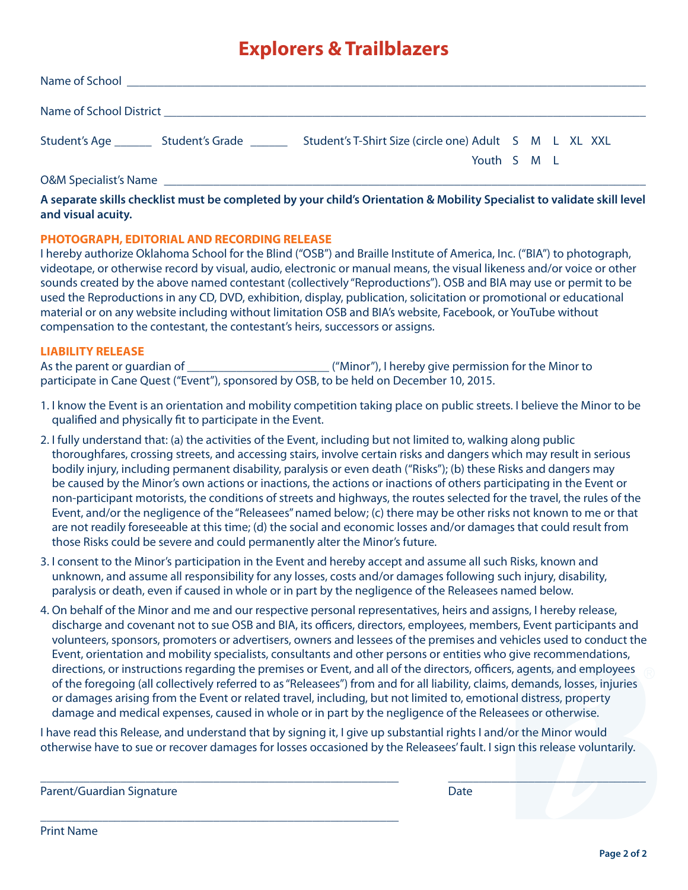# Explorers & Trailblazers

Name of School ___________________________________________________________________________

Name of School District _____________________________________________________________________

Student's Age ______ Student's Grade ______ Student's T-Shirt Size (circle one) Adult S M L XL XXL

Youth S M L

O&M Specialist's Name ______________________________________________________________________

**A separate skills checklist must be completed by your child's Orientation & Mobility Specialist to validate skill level and visual acuity.**

## PHOTOGRAPH, EDITORIAL AND RECORDING RELEASE

I hereby authorize Oklahoma School for the Blind ("OSB") and Braille Institute of America, Inc. ("BIA") to photograph, videotape, or otherwise record by visual, audio, electronic or manual means, the visual likeness and/or voice or other sounds created by the above named contestant (collectively "Reproductions"). OSB and BIA may use or permit to be used the Reproductions in any CD, DVD, exhibition, display, publication, solicitation or promotional or educational material or on any website including without limitation OSB and BIA's website, Facebook, or YouTube without compensation to the contestant, the contestant's heirs, successors or assigns.

## LIABILITY RELEASE

As the parent or guardian of _______________________ ("Minor"), I hereby give permission for the Minor to participate in Cane Quest ("Event"), sponsored by OSB, to be held on December 10, 2015.

1. I know the Event is an orientation and mobility competition taking place on public streets. I believe the Minor to be qualified and physically fit to participate in the Event.
2. I fully understand that: (a) the activities of the Event, including but not limited to, walking along public thoroughfares, crossing streets, and accessing stairs, involve certain risks and dangers which may result in serious bodily injury, including permanent disability, paralysis or even death ("Risks"); (b) these Risks and dangers may be caused by the Minor's own actions or inactions, the actions or inactions of others participating in the Event or non-participant motorists, the conditions of streets and highways, the routes selected for the travel, the rules of the Event, and/or the negligence of the "Releasees" named below; (c) there may be other risks not known to me or that are not readily foreseeable at this time; (d) the social and economic losses and/or damages that could result from those Risks could be severe and could permanently alter the Minor's future.
3. I consent to the Minor's participation in the Event and hereby accept and assume all such Risks, known and unknown, and assume all responsibility for any losses, costs and/or damages following such injury, disability, paralysis or death, even if caused in whole or in part by the negligence of the Releasees named below.
4. On behalf of the Minor and me and our respective personal representatives, heirs and assigns, I hereby release, discharge and covenant not to sue OSB and BIA, its officers, directors, employees, members, Event participants and volunteers, sponsors, promoters or advertisers, owners and lessees of the premises and vehicles used to conduct the Event, orientation and mobility specialists, consultants and other persons or entities who give recommendations, directions, or instructions regarding the premises or Event, and all of the directors, officers, agents, and employees of the foregoing (all collectively referred to as "Releasees") from and for all liability, claims, demands, losses, injuries or damages arising from the Event or related travel, including, but not limited to, emotional distress, property damage and medical expenses, caused in whole or in part by the negligence of the Releasees or otherwise.

I have read this Release, and understand that by signing it, I give up substantial rights I and/or the Minor would otherwise have to sue or recover damages for losses occasioned by the Releasees' fault. I sign this release voluntarily.

_______________________________________________ _____________________________

Parent/Guardian Signature Date

_______________________________________________

Print Name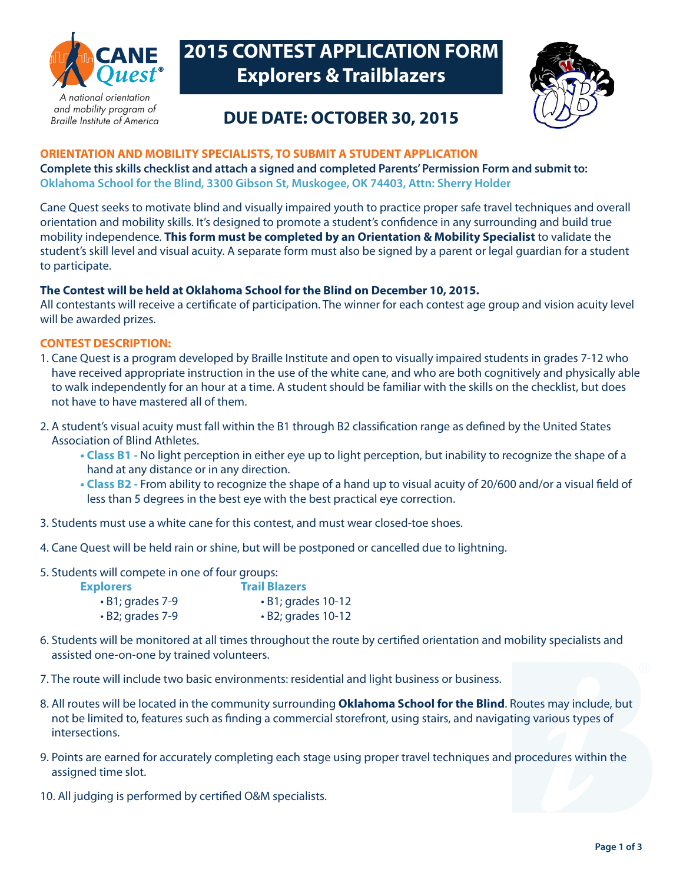# 2015 CONTEST APPLICATION FORM
# Explorers & Trailblazers

CANE Quest®

*A national orientation and mobility program of Braille Institute of America*

## DUE DATE: OCTOBER 30, 2015

**ORIENTATION AND MOBILITY SPECIALISTS, TO SUBMIT A STUDENT APPLICATION**

**Complete this skills checklist and attach a signed and completed Parents' Permission Form and submit to:**
**Oklahoma School for the Blind, 3300 Gibson St, Muskogee, OK 74403, Attn: Sherry Holder**

Cane Quest seeks to motivate blind and visually impaired youth to practice proper safe travel techniques and overall orientation and mobility skills. It's designed to promote a student's confidence in any surrounding and build true mobility independence. **This form must be completed by an Orientation & Mobility Specialist** to validate the student's skill level and visual acuity. A separate form must also be signed by a parent or legal guardian for a student to participate.

**The Contest will be held at Oklahoma School for the Blind on December 10, 2015.**
All contestants will receive a certificate of participation. The winner for each contest age group and vision acuity level will be awarded prizes.

**CONTEST DESCRIPTION:**

1. Cane Quest is a program developed by Braille Institute and open to visually impaired students in grades 7-12 who have received appropriate instruction in the use of the white cane, and who are both cognitively and physically able to walk independently for an hour at a time. A student should be familiar with the skills on the checklist, but does not have to have mastered all of them.

2. A student's visual acuity must fall within the B1 through B2 classification range as defined by the United States Association of Blind Athletes.
   - **Class B1 -** No light perception in either eye up to light perception, but inability to recognize the shape of a hand at any distance or in any direction.
   - **Class B2 -** From ability to recognize the shape of a hand up to visual acuity of 20/600 and/or a visual field of less than 5 degrees in the best eye with the best practical eye correction.

3. Students must use a white cane for this contest, and must wear closed-toe shoes.

4. Cane Quest will be held rain or shine, but will be postponed or cancelled due to lightning.

5. Students will compete in one of four groups:

   **Explorers**
   - B1; grades 7-9
   - B2; grades 7-9

   **Trail Blazers**
   - B1; grades 10-12
   - B2; grades 10-12

6. Students will be monitored at all times throughout the route by certified orientation and mobility specialists and assisted one-on-one by trained volunteers.

7. The route will include two basic environments: residential and light business or business.

8. All routes will be located in the community surrounding **Oklahoma School for the Blind**. Routes may include, but not be limited to, features such as finding a commercial storefront, using stairs, and navigating various types of intersections.

9. Points are earned for accurately completing each stage using proper travel techniques and procedures within the assigned time slot.

10. All judging is performed by certified O&M specialists.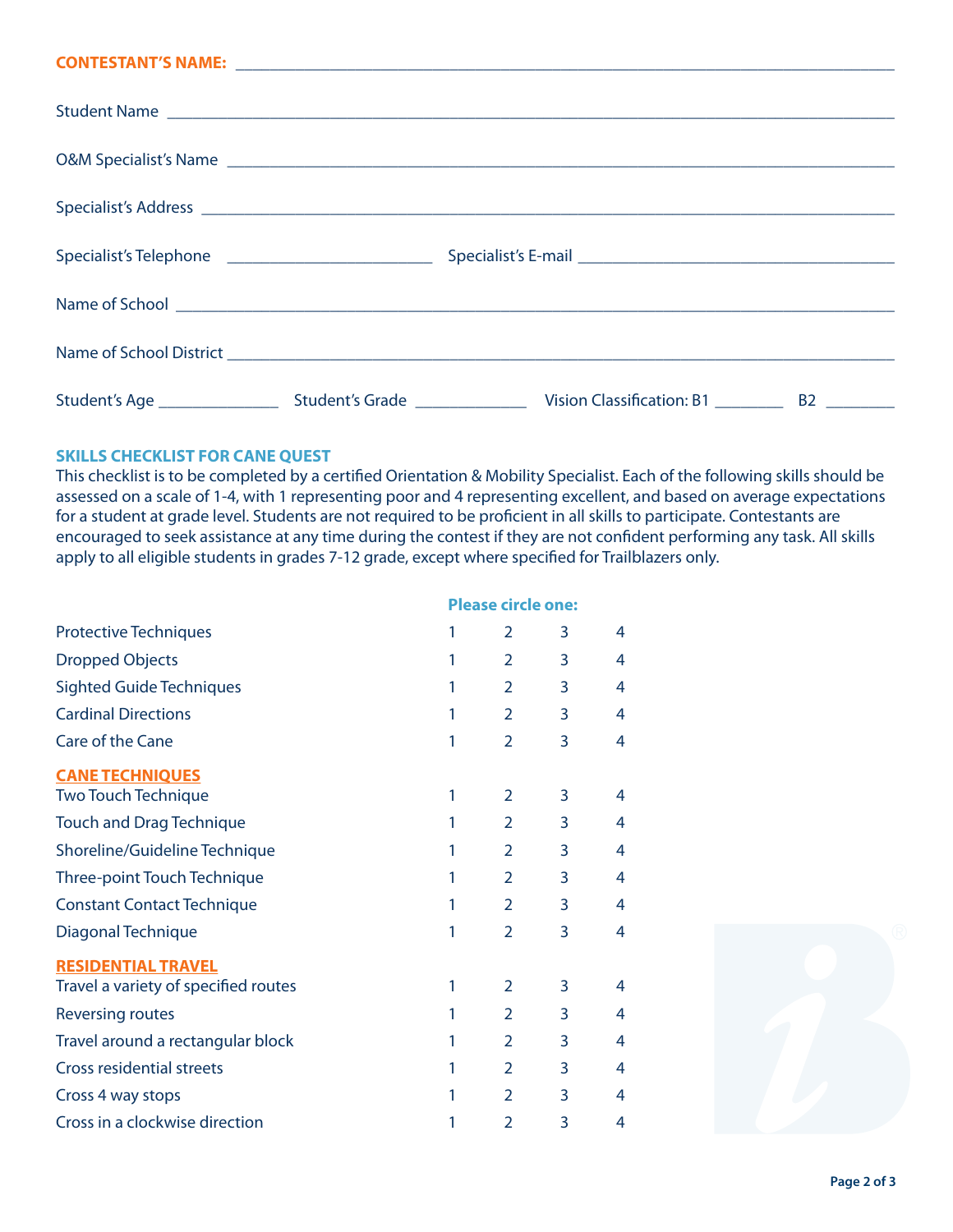**CONTESTANT'S NAME:** ______________________________________________

Student Name ______________________________________________

O&M Specialist's Name ______________________________________________

Specialist's Address ______________________________________________

Specialist's Telephone ____________________ Specialist's E-mail ______________________________

Name of School ______________________________________________

Name of School District ______________________________________________

Student's Age ____________ Student's Grade ____________ Vision Classification: B1 ________ B2 ________

## SKILLS CHECKLIST FOR CANE QUEST

This checklist is to be completed by a certified Orientation & Mobility Specialist. Each of the following skills should be assessed on a scale of 1-4, with 1 representing poor and 4 representing excellent, and based on average expectations for a student at grade level. Students are not required to be proficient in all skills to participate. Contestants are encouraged to seek assistance at any time during the contest if they are not confident performing any task. All skills apply to all eligible students in grades 7-12 grade, except where specified for Trailblazers only.

| | Please circle one: | | | |
|---|---|---|---|---|
| Protective Techniques | 1 | 2 | 3 | 4 |
| Dropped Objects | 1 | 2 | 3 | 4 |
| Sighted Guide Techniques | 1 | 2 | 3 | 4 |
| Cardinal Directions | 1 | 2 | 3 | 4 |
| Care of the Cane | 1 | 2 | 3 | 4 |
| **CANE TECHNIQUES** | | | | |
| Two Touch Technique | 1 | 2 | 3 | 4 |
| Touch and Drag Technique | 1 | 2 | 3 | 4 |
| Shoreline/Guideline Technique | 1 | 2 | 3 | 4 |
| Three-point Touch Technique | 1 | 2 | 3 | 4 |
| Constant Contact Technique | 1 | 2 | 3 | 4 |
| Diagonal Technique | 1 | 2 | 3 | 4 |
| **RESIDENTIAL TRAVEL** | | | | |
| Travel a variety of specified routes | 1 | 2 | 3 | 4 |
| Reversing routes | 1 | 2 | 3 | 4 |
| Travel around a rectangular block | 1 | 2 | 3 | 4 |
| Cross residential streets | 1 | 2 | 3 | 4 |
| Cross 4 way stops | 1 | 2 | 3 | 4 |
| Cross in a clockwise direction | 1 | 2 | 3 | 4 |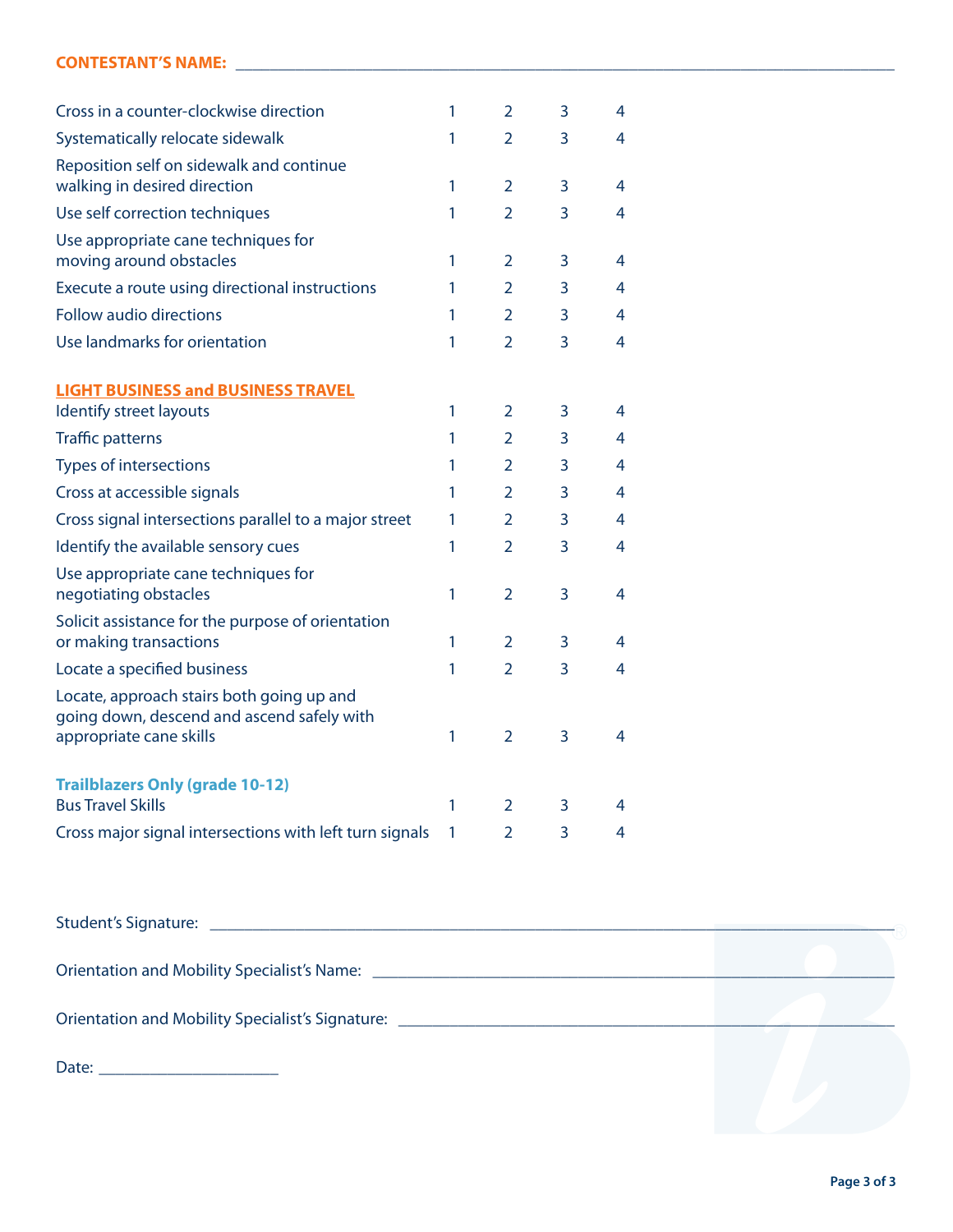**CONTESTANT'S NAME:** ______________________________________________

| | | | | |
|---|---|---|---|---|
| Cross in a counter-clockwise direction | 1 | 2 | 3 | 4 |
| Systematically relocate sidewalk | 1 | 2 | 3 | 4 |
| Reposition self on sidewalk and continue walking in desired direction | 1 | 2 | 3 | 4 |
| Use self correction techniques | 1 | 2 | 3 | 4 |
| Use appropriate cane techniques for moving around obstacles | 1 | 2 | 3 | 4 |
| Execute a route using directional instructions | 1 | 2 | 3 | 4 |
| Follow audio directions | 1 | 2 | 3 | 4 |
| Use landmarks for orientation | 1 | 2 | 3 | 4 |

## LIGHT BUSINESS and BUSINESS TRAVEL

| | | | | |
|---|---|---|---|---|
| Identify street layouts | 1 | 2 | 3 | 4 |
| Traffic patterns | 1 | 2 | 3 | 4 |
| Types of intersections | 1 | 2 | 3 | 4 |
| Cross at accessible signals | 1 | 2 | 3 | 4 |
| Cross signal intersections parallel to a major street | 1 | 2 | 3 | 4 |
| Identify the available sensory cues | 1 | 2 | 3 | 4 |
| Use appropriate cane techniques for negotiating obstacles | 1 | 2 | 3 | 4 |
| Solicit assistance for the purpose of orientation or making transactions | 1 | 2 | 3 | 4 |
| Locate a specified business | 1 | 2 | 3 | 4 |
| Locate, approach stairs both going up and going down, descend and ascend safely with appropriate cane skills | 1 | 2 | 3 | 4 |

## Trailblazers Only (grade 10-12)

| | | | | |
|---|---|---|---|---|
| Bus Travel Skills | 1 | 2 | 3 | 4 |
| Cross major signal intersections with left turn signals | 1 | 2 | 3 | 4 |

Student's Signature: ______________________________________________

Orientation and Mobility Specialist's Name: ______________________________________________

Orientation and Mobility Specialist's Signature: ______________________________________________

Date: ____________________